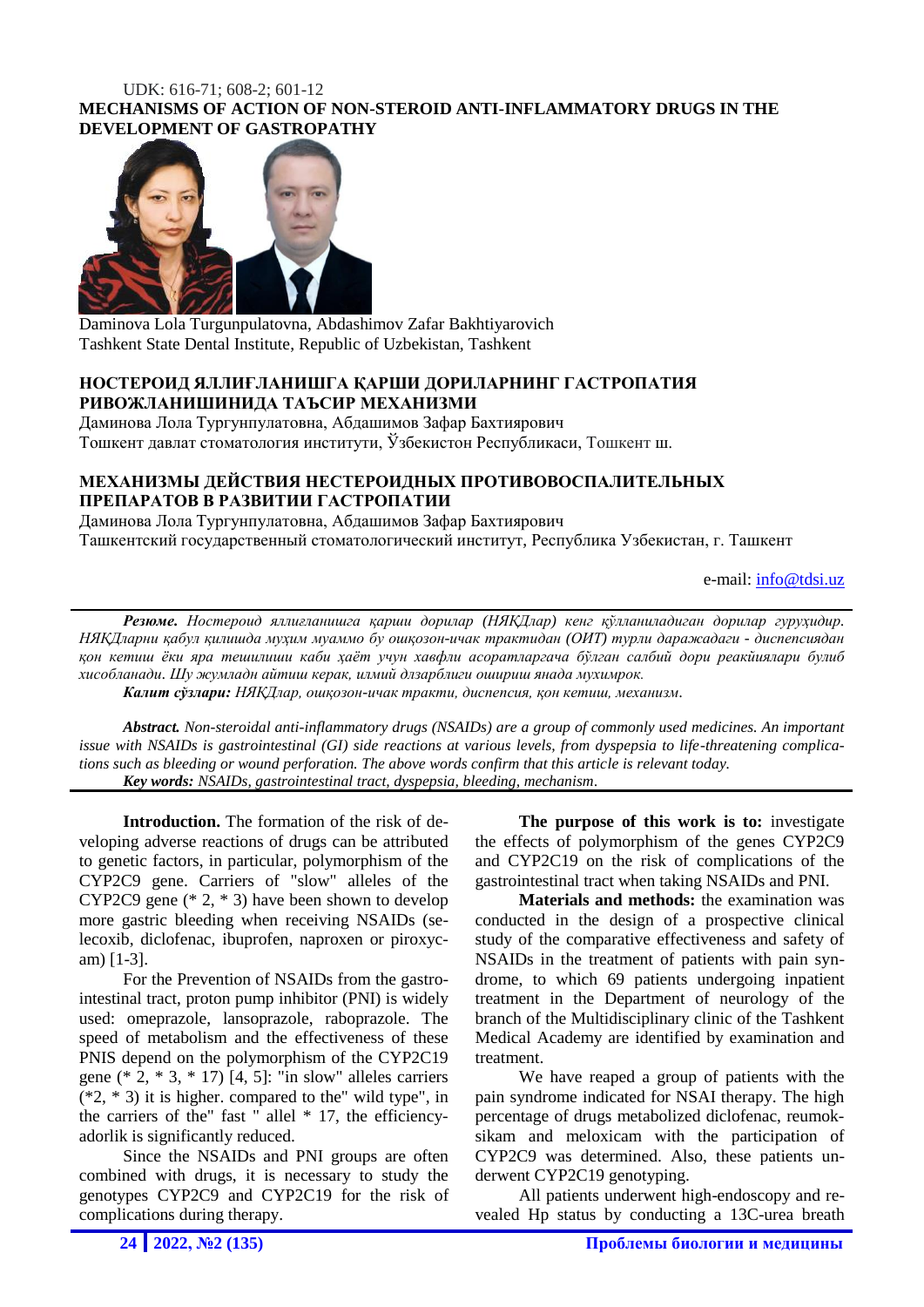UDK: 616-71; 608-2; 601-12

# MECHANISMS OF ACTION OF NON-STEROID ANTI-INFLAMMATORY DRUGS IN THE DEVELOPMENT OF GASTROPATHY

Daminova Lola Turgunpulatovna, Abdashimov Zafar Bakhtiyarovich
Tashkent State Dental Institute, Republic of Uzbekistan, Tashkent

## НОСТЕРОИД ЯЛЛИҒЛАНИШГА ҚАРШИ ДОРИЛАРНИНГ ГАСТРОПАТИЯ РИВОЖЛАНИШИНИДА ТАЪСИР МЕХАНИЗМИ

Даминова Лола Тургунпулатовна, Абдашимов Зафар Бахтиярович
Тошкент давлат стоматология институти, Ўзбекистон Республикаси, Тошкент ш.

## МЕХАНИЗМЫ ДЕЙСТВИЯ НЕСТЕРОИДНЫХ ПРОТИВОВОСПАЛИТЕЛЬНЫХ ПРЕПАРАТОВ В РАЗВИТИИ ГАСТРОПАТИИ

Даминова Лола Тургунпулатовна, Абдашимов Зафар Бахтиярович
Ташкентский государственный стоматологический институт, Республика Узбекистан, г. Ташкент

e-mail: info@tdsi.uz

***Резюме.*** *Ностероид яллиғланишга қарши дорилар (НЯҚДлар) кенг қўлланиладиган дорилар гурухидир. НЯҚДларни қабул қилишда муҳим муаммо бу ошқозон-ичак трактидан (ОИТ) турли даражадаги - диспепсиядан қон кетиш ёки яра тешилиши каби ҳаёт учун хавфли асоратларгача бўлган салбий дори реакйиялари булиб хисобланади. Шу жумладан айтиш керак, илмий долзарблиги ошириш янада мухимрок.*

***Калит сўзлари:*** *НЯҚДлар, ошқозон-ичак тракти, диспепсия, қон кетиш, механизм.*

***Abstract.*** *Non-steroidal anti-inflammatory drugs (NSAIDs) are a group of commonly used medicines. An important issue with NSAIDs is gastrointestinal (GI) side reactions at various levels, from dyspepsia to life-threatening complications such as bleeding or wound perforation. The above words confirm that this article is relevant today.*

***Key words:*** *NSAIDs, gastrointestinal tract, dyspepsia, bleeding, mechanism.*

**Introduction.** The formation of the risk of developing adverse reactions of drugs can be attributed to genetic factors, in particular, polymorphism of the CYP2C9 gene. Carriers of "slow" alleles of the CYP2C9 gene (* 2, * 3) have been shown to develop more gastric bleeding when receiving NSAIDs (selecoxib, diclofenac, ibuprofen, naproxen or piroxycam) [1-3].

For the Prevention of NSAIDs from the gastrointestinal tract, proton pump inhibitor (PNI) is widely used: omeprazole, lansoprazole, raboprazole. The speed of metabolism and the effectiveness of these PNIS depend on the polymorphism of the CYP2C19 gene (* 2, * 3, * 17) [4, 5]: "in slow" alleles carriers (*2, * 3) it is higher. compared to the" wild type", in the carriers of the" fast " allel * 17, the efficiencyadorlik is significantly reduced.

Since the NSAIDs and PNI groups are often combined with drugs, it is necessary to study the genotypes CYP2C9 and CYP2C19 for the risk of complications during therapy.

**The purpose of this work is to:** investigate the effects of polymorphism of the genes CYP2C9 and CYP2C19 on the risk of complications of the gastrointestinal tract when taking NSAIDs and PNI.

**Materials and methods:** the examination was conducted in the design of a prospective clinical study of the comparative effectiveness and safety of NSAIDs in the treatment of patients with pain syndrome, to which 69 patients undergoing inpatient treatment in the Department of neurology of the branch of the Multidisciplinary clinic of the Tashkent Medical Academy are identified by examination and treatment.

We have reaped a group of patients with the pain syndrome indicated for NSAI therapy. The high percentage of drugs metabolized diclofenac, reumoksikam and meloxicam with the participation of CYP2C9 was determined. Also, these patients underwent CYP2C19 genotyping.

All patients underwent high-endoscopy and revealed Hp status by conducting a 13C-urea breath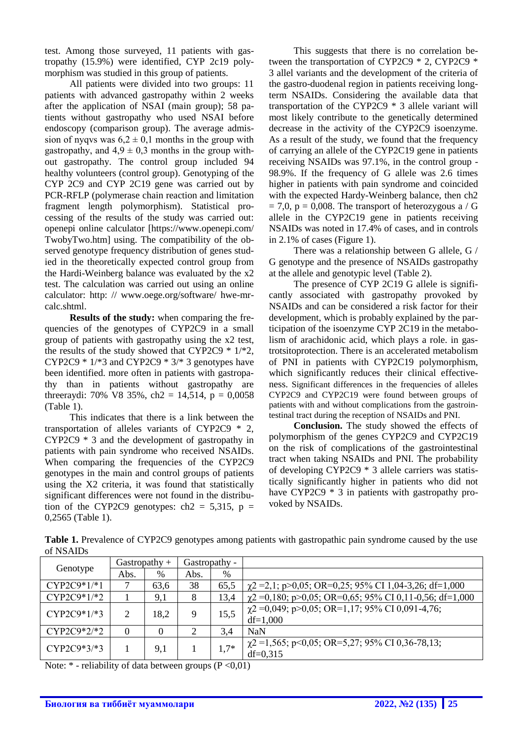test. Among those surveyed, 11 patients with gastropathy (15.9%) were identified, CYP 2c19 polymorphism was studied in this group of patients.

All patients were divided into two groups: 11 patients with advanced gastropathy within 2 weeks after the application of NSAI (main group); 58 patients without gastropathy who used NSAI before endoscopy (comparison group). The average admission of nyqvs was $6,2 \pm 0,1$ months in the group with gastropathy, and $4,9 \pm 0,3$ months in the group without gastropathy. The control group included 94 healthy volunteers (control group). Genotyping of the CYP 2C9 and CYP 2C19 gene was carried out by PCR-RFLP (polymerase chain reaction and limitation fragment length polymorphism). Statistical processing of the results of the study was carried out: openepi online calculator [https://www.openepi.com/TwobyTwo.htm] using. The compatibility of the observed genotype frequency distribution of genes studied in the theoretically expected control group from the Hardi-Weinberg balance was evaluated by the x2 test. The calculation was carried out using an online calculator: http: // www.oege.org/software/ hwe-mr-calc.shtml.

**Results of the study:** when comparing the frequencies of the genotypes of CYP2C9 in a small group of patients with gastropathy using the x2 test, the results of the study showed that CYP2C9 * 1/*2, CYP2C9 * 1/*3 and CYP2C9 * 3/* 3 genotypes have been identified. more often in patients with gastropathy than in patients without gastropathy are threeraydi: 70% V8 35%, ch2 = 14,514, p = 0,0058 (Table 1).

This indicates that there is a link between the transportation of alleles variants of CYP2C9 * 2, CYP2C9 * 3 and the development of gastropathy in patients with pain syndrome who received NSAIDs. When comparing the frequencies of the CYP2C9 genotypes in the main and control groups of patients using the X2 criteria, it was found that statistically significant differences were not found in the distribution of the CYP2C9 genotypes: ch2 = 5,315, p = 0,2565 (Table 1).

This suggests that there is no correlation between the transportation of CYP2C9 * 2, CYP2C9 * 3 allel variants and the development of the criteria of the gastro-duodenal region in patients receiving long-term NSAIDs. Considering the available data that transportation of the CYP2C9 * 3 allele variant will most likely contribute to the genetically determined decrease in the activity of the CYP2C9 isoenzyme. As a result of the study, we found that the frequency of carrying an allele of the CYP2C19 gene in patients receiving NSAIDs was 97.1%, in the control group - 98.9%. If the frequency of G allele was 2.6 times higher in patients with pain syndrome and coincided with the expected Hardy-Weinberg balance, then ch2 = 7,0, p = 0,008. The transport of heterozygous a / G allele in the CYP2C19 gene in patients receiving NSAIDs was noted in 17.4% of cases, and in controls in 2.1% of cases (Figure 1).

There was a relationship between G allele, G / G genotype and the presence of NSAIDs gastropathy at the allele and genotypic level (Table 2).

The presence of CYP 2C19 G allele is significantly associated with gastropathy provoked by NSAIDs and can be considered a risk factor for their development, which is probably explained by the participation of the isoenzyme CYP 2C19 in the metabolism of arachidonic acid, which plays a role. in gastrotsitoprotection. There is an accelerated metabolism of PNI in patients with CYP2C19 polymorphism, which significantly reduces their clinical effectiveness. Significant differences in the frequencies of alleles CYP2C9 and CYP2C19 were found between groups of patients with and without complications from the gastrointestinal tract during the reception of NSAIDs and PNI.

**Conclusion.** The study showed the effects of polymorphism of the genes CYP2C9 and CYP2C19 on the risk of complications of the gastrointestinal tract when taking NSAIDs and PNI. The probability of developing CYP2C9 * 3 allele carriers was statistically significantly higher in patients who did not have CYP2C9 * 3 in patients with gastropathy provoked by NSAIDs.

**Table 1.** Prevalence of CYP2C9 genotypes among patients with gastropathic pain syndrome caused by the use of NSAIDs

| Genotype | Gastropathy + | | Gastropathy - | | |
|---|---|---|---|---|---|
| | Abs. | % | Abs. | % | |
| CYP2C9*1/*1 | 7 | 63,6 | 38 | 65,5 | $\chi^2$ =2,1; p>0,05; OR=0,25; 95% CI 1,04-3,26; df=1,000 |
| CYP2C9*1/*2 | 1 | 9,1 | 8 | 13,4 | $\chi^2$ =0,180; p>0,05; OR=0,65; 95% CI 0,11-0,56; df=1,000 |
| CYP2C9*1/*3 | 2 | 18,2 | 9 | 15,5 | $\chi^2$ =0,049; p>0,05; OR=1,17; 95% CI 0,091-4,76; df=1,000 |
| CYP2C9*2/*2 | 0 | 0 | 2 | 3,4 | NaN |
| CYP2C9*3/*3 | 1 | 9,1 | 1 | 1,7* | $\chi^2$ =1,565; p<0,05; OR=5,27; 95% CI 0,36-78,13; df=0,315 |

Note: * - reliability of data between groups (P <0,01)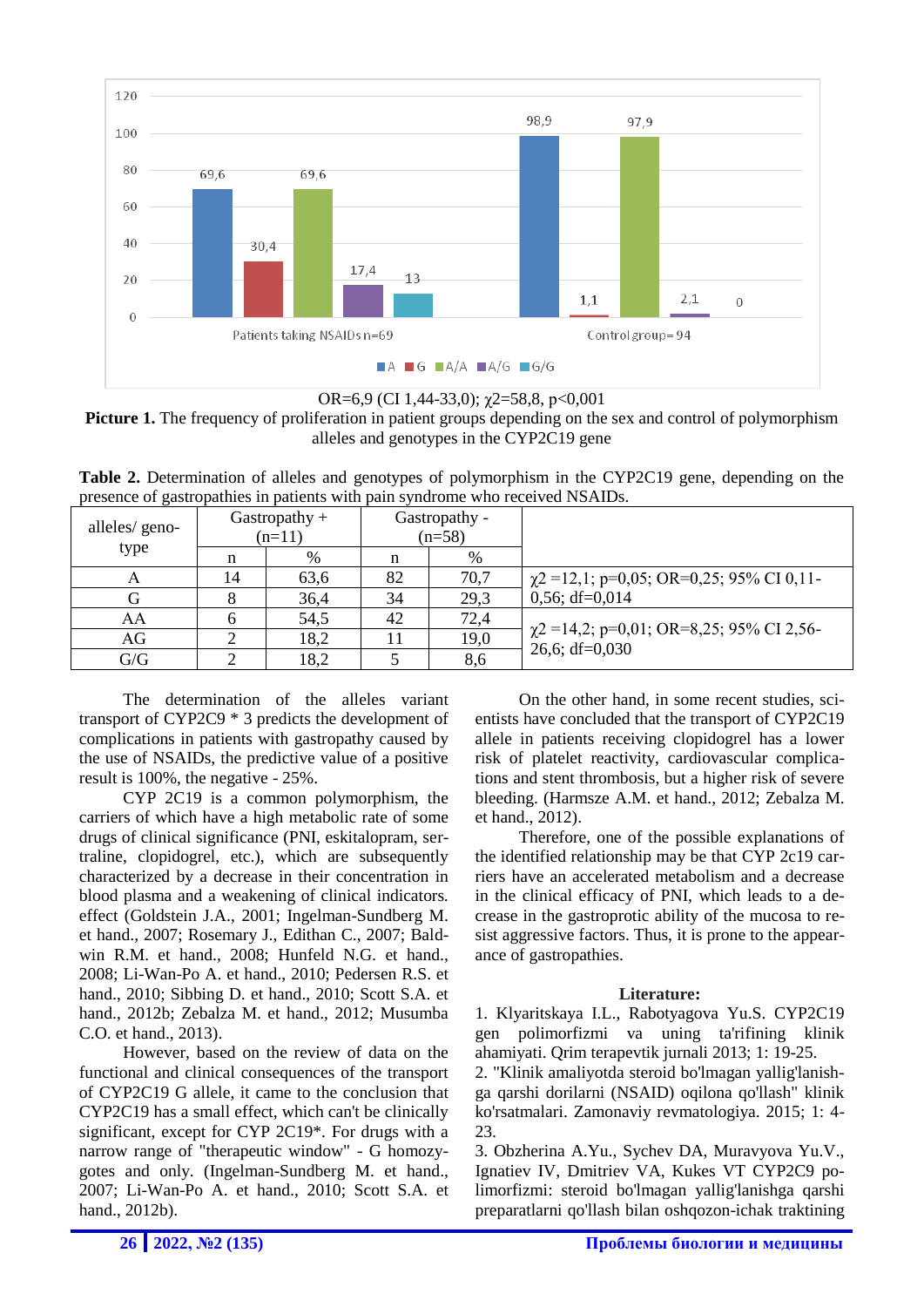OR=6,9 (CI 1,44-33,0); $\chi 2$=58,8, p<0,001

**Picture 1.** The frequency of proliferation in patient groups depending on the sex and control of polymorphism alleles and genotypes in the CYP2C19 gene

**Table 2.** Determination of alleles and genotypes of polymorphism in the CYP2C19 gene, depending on the presence of gastropathies in patients with pain syndrome who received NSAIDs.

| alleles/ genotype | Gastropathy + (n=11) | | Gastropathy - (n=58) | | |
|---|---|---|---|---|---|
| | n | % | n | % | |
| A | 14 | 63,6 | 82 | 70,7 | $\chi 2$ =12,1; p=0,05; OR=0,25; 95% CI 0,11-0,56; df=0,014 |
| G | 8 | 36,4 | 34 | 29,3 | |
| AA | 6 | 54,5 | 42 | 72,4 | $\chi 2$ =14,2; p=0,01; OR=8,25; 95% CI 2,56-26,6; df=0,030 |
| AG | 2 | 18,2 | 11 | 19,0 | |
| G/G | 2 | 18,2 | 5 | 8,6 | |

The determination of the alleles variant transport of CYP2C9 * 3 predicts the development of complications in patients with gastropathy caused by the use of NSAIDs, the predictive value of a positive result is 100%, the negative - 25%.

CYP 2C19 is a common polymorphism, the carriers of which have a high metabolic rate of some drugs of clinical significance (PNI, eskitalopram, sertraline, clopidogrel, etc.), which are subsequently characterized by a decrease in their concentration in blood plasma and a weakening of clinical indicators. effect (Goldstein J.A., 2001; Ingelman-Sundberg M. et hand., 2007; Rosemary J., Edithan C., 2007; Baldwin R.M. et hand., 2008; Hunfeld N.G. et hand., 2008; Li-Wan-Po A. et hand., 2010; Pedersen R.S. et hand., 2010; Sibbing D. et hand., 2010; Scott S.A. et hand., 2012b; Zebalza M. et hand., 2012; Musumba C.O. et hand., 2013).

However, based on the review of data on the functional and clinical consequences of the transport of CYP2C19 G allele, it came to the conclusion that CYP2C19 has a small effect, which can't be clinically significant, except for CYP 2C19*. For drugs with a narrow range of "therapeutic window" - G homozygotes and only. (Ingelman-Sundberg M. et hand., 2007; Li-Wan-Po A. et hand., 2010; Scott S.A. et hand., 2012b).

On the other hand, in some recent studies, scientists have concluded that the transport of CYP2C19 allele in patients receiving clopidogrel has a lower risk of platelet reactivity, cardiovascular complications and stent thrombosis, but a higher risk of severe bleeding. (Harmsze A.M. et hand., 2012; Zebalza M. et hand., 2012).

Therefore, one of the possible explanations of the identified relationship may be that CYP 2c19 carriers have an accelerated metabolism and a decrease in the clinical efficacy of PNI, which leads to a decrease in the gastroprotic ability of the mucosa to resist aggressive factors. Thus, it is prone to the appearance of gastropathies.

**Literature:**

1. Klyaritskaya I.L., Rabotyagova Yu.S. CYP2C19 gen polimorfizmi va uning ta'rifining klinik ahamiyati. Qrim terapevtik jurnali 2013; 1: 19-25.
2. "Klinik amaliyotda steroid bo'lmagan yallig'lanishga qarshi dorilarni (NSAID) oqilona qo'llash" klinik ko'rsatmalari. Zamonaviy revmatologiya. 2015; 1: 4-23.
3. Obzherina A.Yu., Sychev DA, Muravyova Yu.V., Ignatiev IV, Dmitriev VA, Kukes VT CYP2C9 polimorfizmi: steroid bo'lmagan yallig'lanishga qarshi preparatlarni qo'llash bilan oshqozon-ichak traktining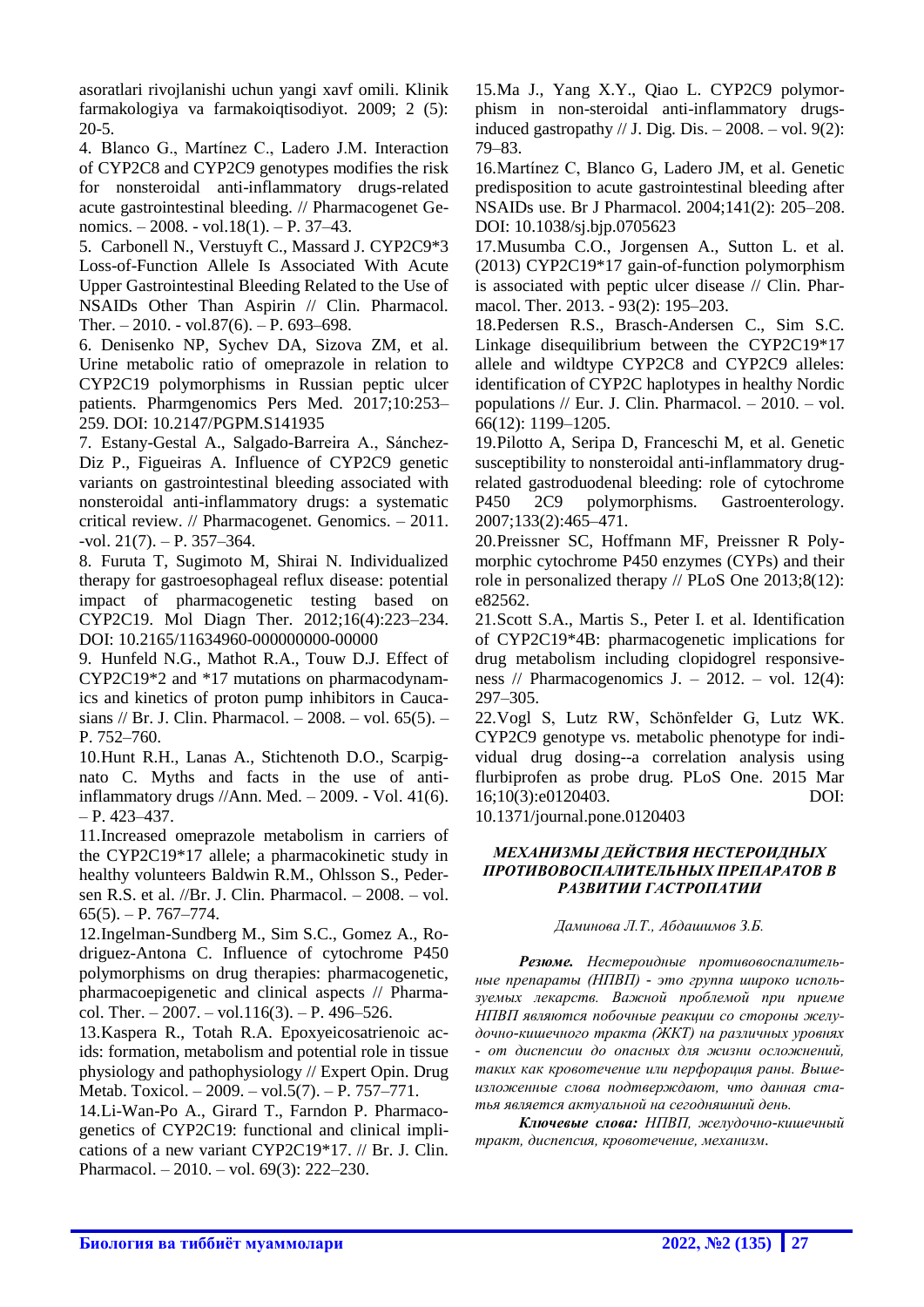asoratlari rivojlanishi uchun yangi xavf omili. Klinik farmakologiya va farmakoiqtisodiyot. 2009; 2 (5): 20-5.

4. Blanco G., Martínez C., Ladero J.M. Interaction of CYP2C8 and CYP2C9 genotypes modifies the risk for nonsteroidal anti-inflammatory drugs-related acute gastrointestinal bleeding. // Pharmacogenet Genomics. – 2008. - vol.18(1). – P. 37–43.

5. Carbonell N., Verstuyft C., Massard J. CYP2C9*3 Loss-of-Function Allele Is Associated With Acute Upper Gastrointestinal Bleeding Related to the Use of NSAIDs Other Than Aspirin // Clin. Pharmacol. Ther. – 2010. - vol.87(6). – P. 693–698.

6. Denisenko NP, Sychev DA, Sizova ZM, et al. Urine metabolic ratio of omeprazole in relation to CYP2C19 polymorphisms in Russian peptic ulcer patients. Pharmgenomics Pers Med. 2017;10:253–259. DOI: 10.2147/PGPM.S141935

7. Estany-Gestal A., Salgado-Barreira A., Sánchez-Diz P., Figueiras A. Influence of CYP2C9 genetic variants on gastrointestinal bleeding associated with nonsteroidal anti-inflammatory drugs: a systematic critical review. // Pharmacogenet. Genomics. – 2011. -vol. 21(7). – P. 357–364.

8. Furuta T, Sugimoto M, Shirai N. Individualized therapy for gastroesophageal reflux disease: potential impact of pharmacogenetic testing based on CYP2C19. Mol Diagn Ther. 2012;16(4):223–234. DOI: 10.2165/11634960-000000000-00000

9. Hunfeld N.G., Mathot R.A., Touw D.J. Effect of CYP2C19*2 and *17 mutations on pharmacodynamics and kinetics of proton pump inhibitors in Caucasians // Br. J. Clin. Pharmacol. – 2008. – vol. 65(5). – P. 752–760.

10. Hunt R.H., Lanas A., Stichtenoth D.O., Scarpignato C. Myths and facts in the use of anti-inflammatory drugs //Ann. Med. – 2009. - Vol. 41(6). – P. 423–437.

11. Increased omeprazole metabolism in carriers of the CYP2C19*17 allele; a pharmacokinetic study in healthy volunteers Baldwin R.M., Ohlsson S., Pedersen R.S. et al. //Br. J. Clin. Pharmacol. – 2008. – vol. 65(5). – P. 767–774.

12. Ingelman-Sundberg M., Sim S.C., Gomez A., Rodriguez-Antona C. Influence of cytochrome P450 polymorphisms on drug therapies: pharmacogenetic, pharmacoepigenetic and clinical aspects // Pharmacol. Ther. – 2007. – vol.116(3). – P. 496–526.

13. Kaspera R., Totah R.A. Epoxyeicosatrienoic acids: formation, metabolism and potential role in tissue physiology and pathophysiology // Expert Opin. Drug Metab. Toxicol. – 2009. – vol.5(7). – P. 757–771.

14. Li-Wan-Po A., Girard T., Farndon P. Pharmacogenetics of CYP2C19: functional and clinical implications of a new variant CYP2C19*17. // Br. J. Clin. Pharmacol. – 2010. – vol. 69(3): 222–230.

15. Ma J., Yang X.Y., Qiao L. CYP2C9 polymorphism in non-steroidal anti-inflammatory drugs-induced gastropathy // J. Dig. Dis. – 2008. – vol. 9(2): 79–83.

16. Martínez C, Blanco G, Ladero JM, et al. Genetic predisposition to acute gastrointestinal bleeding after NSAIDs use. Br J Pharmacol. 2004;141(2): 205–208. DOI: 10.1038/sj.bjp.0705623

17. Musumba C.O., Jorgensen A., Sutton L. et al. (2013) CYP2C19*17 gain-of-function polymorphism is associated with peptic ulcer disease // Clin. Pharmacol. Ther. 2013. - 93(2): 195–203.

18. Pedersen R.S., Brasch-Andersen C., Sim S.C. Linkage disequilibrium between the CYP2C19*17 allele and wildtype CYP2C8 and CYP2C9 alleles: identification of CYP2C haplotypes in healthy Nordic populations // Eur. J. Clin. Pharmacol. – 2010. – vol. 66(12): 1199–1205.

19. Pilotto A, Seripa D, Franceschi M, et al. Genetic susceptibility to nonsteroidal anti-inflammatory drug-related gastroduodenal bleeding: role of cytochrome P450 2C9 polymorphisms. Gastroenterology. 2007;133(2):465–471.

20. Preissner SC, Hoffmann MF, Preissner R Polymorphic cytochrome P450 enzymes (CYPs) and their role in personalized therapy // PLoS One 2013;8(12): e82562.

21. Scott S.A., Martis S., Peter I. et al. Identification of CYP2C19*4B: pharmacogenetic implications for drug metabolism including clopidogrel responsiveness // Pharmacogenomics J. – 2012. – vol. 12(4): 297–305.

22. Vogl S, Lutz RW, Schönfelder G, Lutz WK. CYP2C9 genotype vs. metabolic phenotype for individual drug dosing--a correlation analysis using flurbiprofen as probe drug. PLoS One. 2015 Mar 16;10(3):e0120403. DOI: 10.1371/journal.pone.0120403

### *МЕХАНИЗМЫ ДЕЙСТВИЯ НЕСТЕРОИДНЫХ ПРОТИВОВОСПАЛИТЕЛЬНЫХ ПРЕПАРАТОВ В РАЗВИТИИ ГАСТРОПАТИИ*

*Даминова Л.Т., Абдашимов З.Б.*

***Резюме.*** *Нестероидные противовоспалительные препараты (НПВП) - это группа широко используемых лекарств. Важной проблемой при приеме НПВП являются побочные реакции со стороны желудочно-кишечного тракта (ЖКТ) на различных уровнях - от диспепсии до опасных для жизни осложнений, таких как кровотечение или перфорация раны. Вышеизложенные слова подтверждают, что данная статья является актуальной на сегодняшний день.*

***Ключевые слова:*** *НПВП, желудочно-кишечный тракт, диспепсия, кровотечение, механизм.*